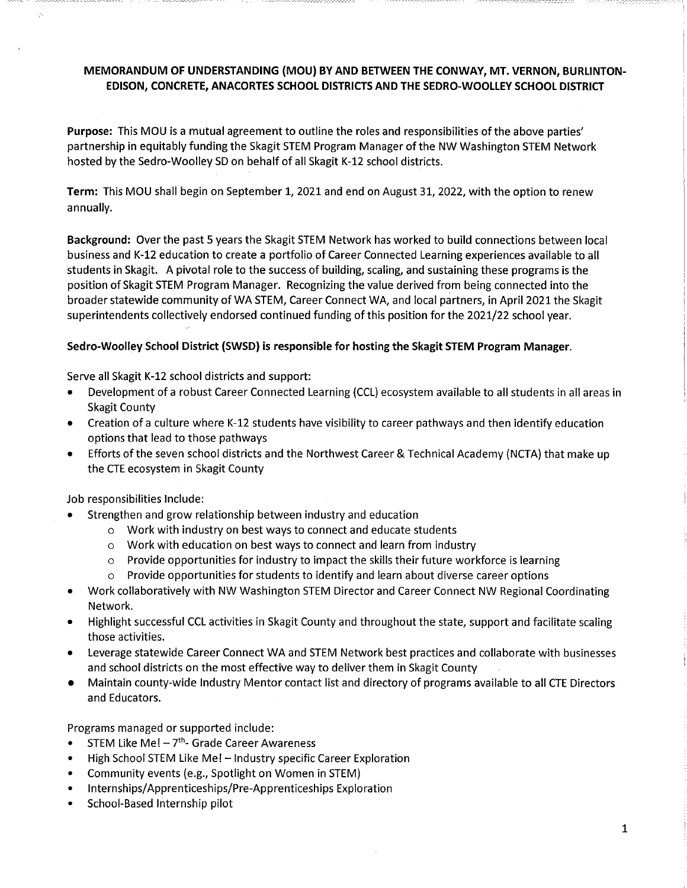# MEMORANDUM OF UNDERSTANDING (MOU) BY AND BETWEEN THE CONWAY, MT. VERNON, BURLINTON-EDISON, CONCRETE, ANACORTES SCHOOL DISTRICTS AND THE SEDRO-WOOLLEY SCHOOL DISTRICT

**Purpose:** This MOU is a mutual agreement to outline the roles and responsibilities of the above parties' partnership in equitably funding the Skagit STEM Program Manager of the NW Washington STEM Network hosted by the Sedro-Woolley SD on behalf of all Skagit K-12 school districts.

**Term:** This MOU shall begin on September 1, 2021 and end on August 31, 2022, with the option to renew annually.

**Background:** Over the past 5 years the Skagit STEM Network has worked to build connections between local business and K-12 education to create a portfolio of Career Connected Learning experiences available to all students in Skagit. A pivotal role to the success of building, scaling, and sustaining these programs is the position of Skagit STEM Program Manager. Recognizing the value derived from being connected into the broader statewide community of WA STEM, Career Connect WA, and local partners, in April 2021 the Skagit superintendents collectively endorsed continued funding of this position for the 2021/22 school year.

**Sedro-Woolley School District (SWSD) is responsible for hosting the Skagit STEM Program Manager.**

Serve all Skagit K-12 school districts and support:

- Development of a robust Career Connected Learning (CCL) ecosystem available to all students in all areas in Skagit County
- Creation of a culture where K-12 students have visibility to career pathways and then identify education options that lead to those pathways
- Efforts of the seven school districts and the Northwest Career & Technical Academy (NCTA) that make up the CTE ecosystem in Skagit County

Job responsibilities Include:

- Strengthen and grow relationship between industry and education
  - Work with industry on best ways to connect and educate students
  - Work with education on best ways to connect and learn from industry
  - Provide opportunities for industry to impact the skills their future workforce is learning
  - Provide opportunities for students to identify and learn about diverse career options
- Work collaboratively with NW Washington STEM Director and Career Connect NW Regional Coordinating Network.
- Highlight successful CCL activities in Skagit County and throughout the state, support and facilitate scaling those activities.
- Leverage statewide Career Connect WA and STEM Network best practices and collaborate with businesses and school districts on the most effective way to deliver them in Skagit County
- Maintain county-wide Industry Mentor contact list and directory of programs available to all CTE Directors and Educators.

Programs managed or supported include:

- STEM Like Me! – 7th- Grade Career Awareness
- High School STEM Like Me! – Industry specific Career Exploration
- Community events (e.g., Spotlight on Women in STEM)
- Internships/Apprenticeships/Pre-Apprenticeships Exploration
- School-Based Internship pilot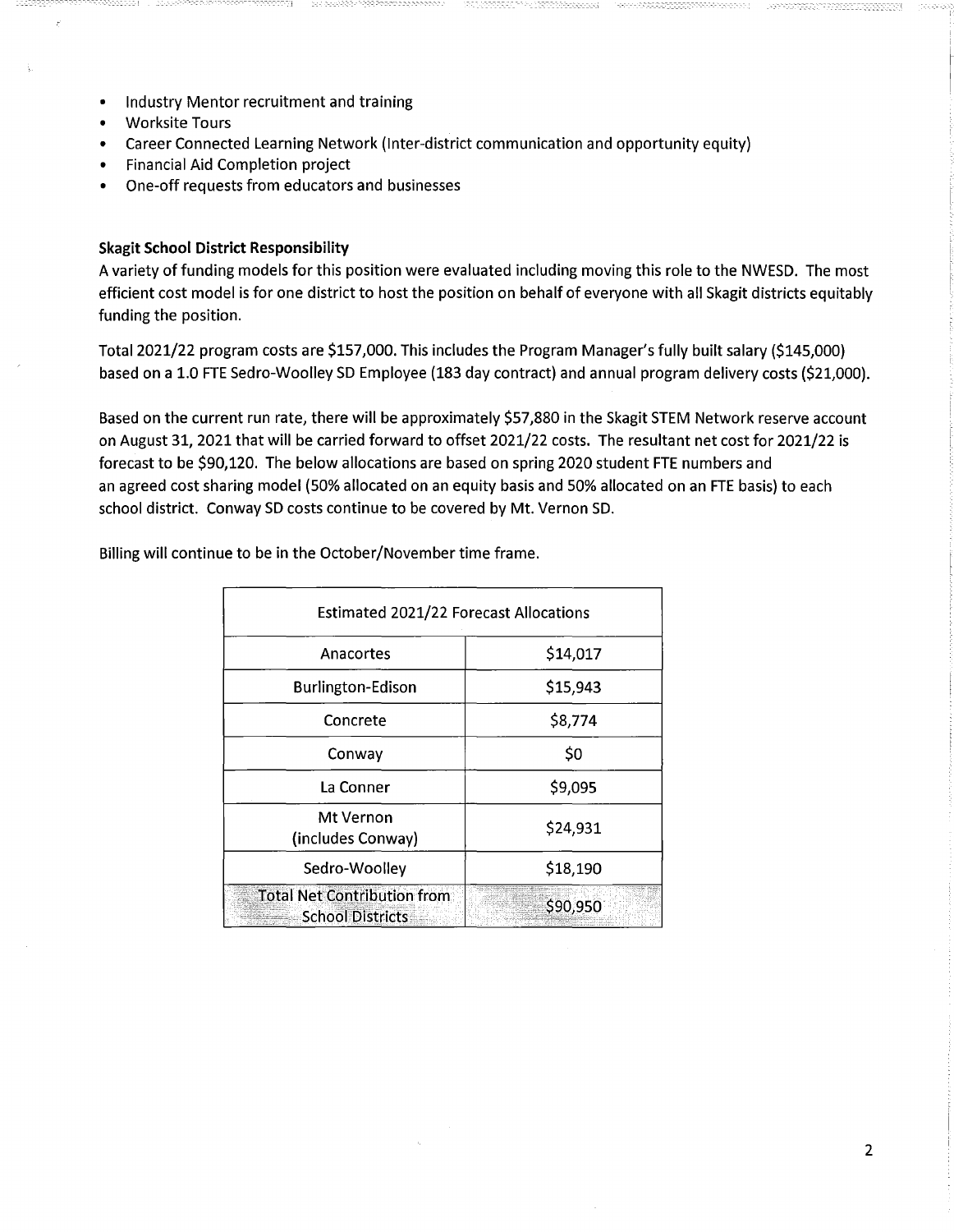- Industry Mentor recruitment and training
- Worksite Tours
- Career Connected Learning Network (Inter-district communication and opportunity equity)
- Financial Aid Completion project
- One-off requests from educators and businesses

**Skagit School District Responsibility**

A variety of funding models for this position were evaluated including moving this role to the NWESD. The most efficient cost model is for one district to host the position on behalf of everyone with all Skagit districts equitably funding the position.

Total 2021/22 program costs are $157,000. This includes the Program Manager's fully built salary ($145,000) based on a 1.0 FTE Sedro-Woolley SD Employee (183 day contract) and annual program delivery costs ($21,000).

Based on the current run rate, there will be approximately $57,880 in the Skagit STEM Network reserve account on August 31, 2021 that will be carried forward to offset 2021/22 costs. The resultant net cost for 2021/22 is forecast to be $90,120. The below allocations are based on spring 2020 student FTE numbers and an agreed cost sharing model (50% allocated on an equity basis and 50% allocated on an FTE basis) to each school district. Conway SD costs continue to be covered by Mt. Vernon SD.

Billing will continue to be in the October/November time frame.

| Estimated 2021/22 Forecast Allocations | |
|---|---|
| Anacortes | $14,017 |
| Burlington-Edison | $15,943 |
| Concrete | $8,774 |
| Conway | $0 |
| La Conner | $9,095 |
| Mt Vernon (includes Conway) | $24,931 |
| Sedro-Woolley | $18,190 |
| Total Net Contribution from School Districts | $90,950 |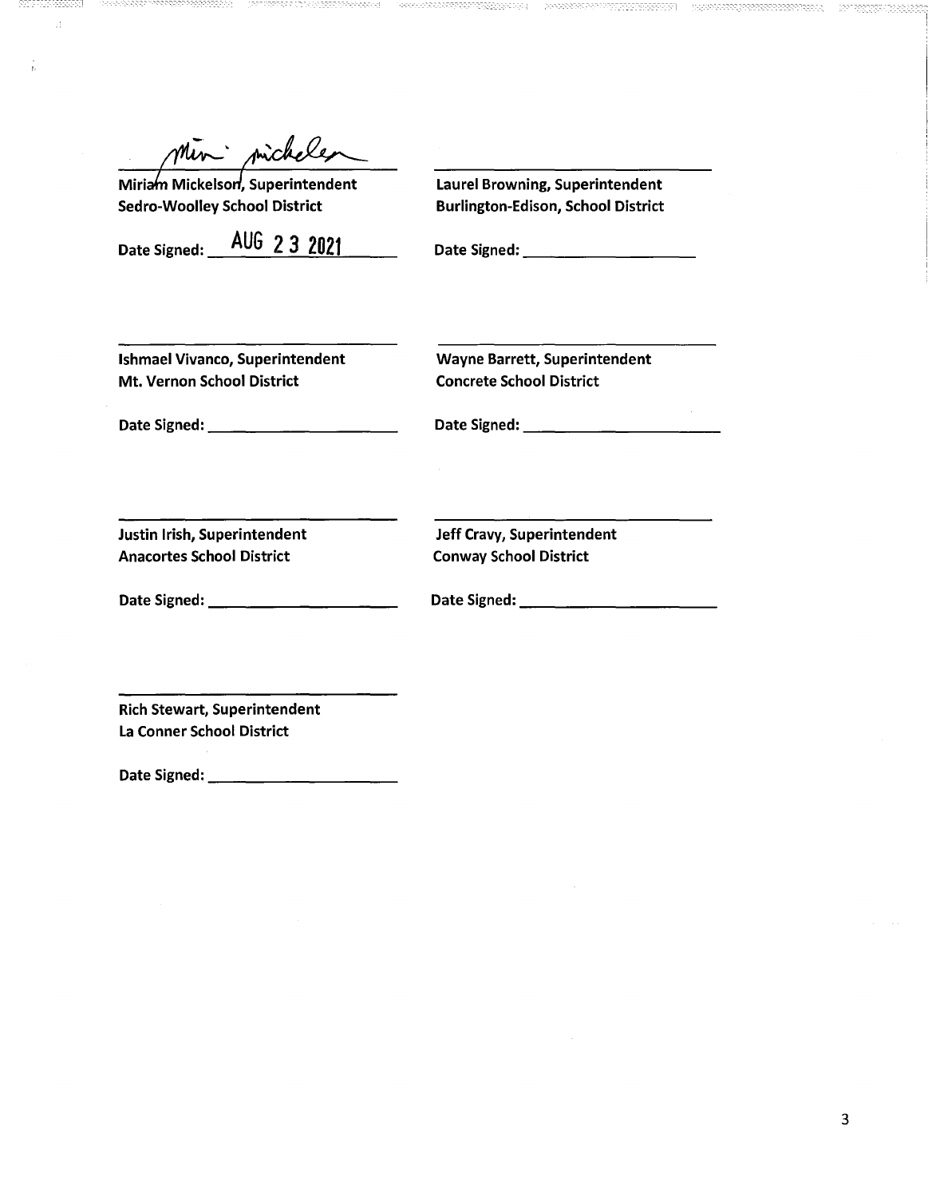_Miri Mickelsen_ (signature)

**Miriam Mickelson, Superintendent**
**Sedro-Woolley School District**

**Date Signed:** AUG 2 3 2021

______________________________

**Laurel Browning, Superintendent**
**Burlington-Edison, School District**

**Date Signed:** ____________________

______________________________

**Ishmael Vivanco, Superintendent**
**Mt. Vernon School District**

**Date Signed:** ____________________

______________________________

**Wayne Barrett, Superintendent**
**Concrete School District**

**Date Signed:** ____________________

______________________________

**Justin Irish, Superintendent**
**Anacortes School District**

**Date Signed:** ____________________

______________________________

**Jeff Cravy, Superintendent**
**Conway School District**

**Date Signed:** ____________________

______________________________

**Rich Stewart, Superintendent**
**La Conner School District**

**Date Signed:** ____________________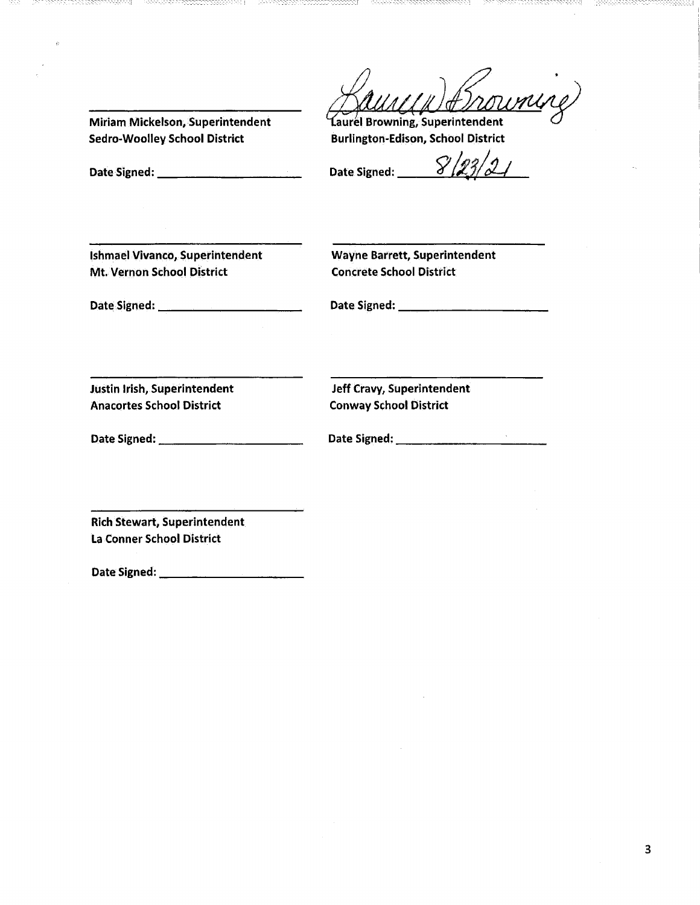______________________________
Miriam Mickelson, Superintendent
Sedro-Woolley School District

Date Signed: ______________________

*Laurel Browning*
Laurel Browning, Superintendent
Burlington-Edison, School District

Date Signed: *8/23/21*

______________________________
Ishmael Vivanco, Superintendent
Mt. Vernon School District

Date Signed: ______________________

______________________________
Wayne Barrett, Superintendent
Concrete School District

Date Signed: ______________________

______________________________
Justin Irish, Superintendent
Anacortes School District

Date Signed: ______________________

______________________________
Jeff Cravy, Superintendent
Conway School District

Date Signed: ______________________

______________________________
Rich Stewart, Superintendent
La Conner School District

Date Signed: ______________________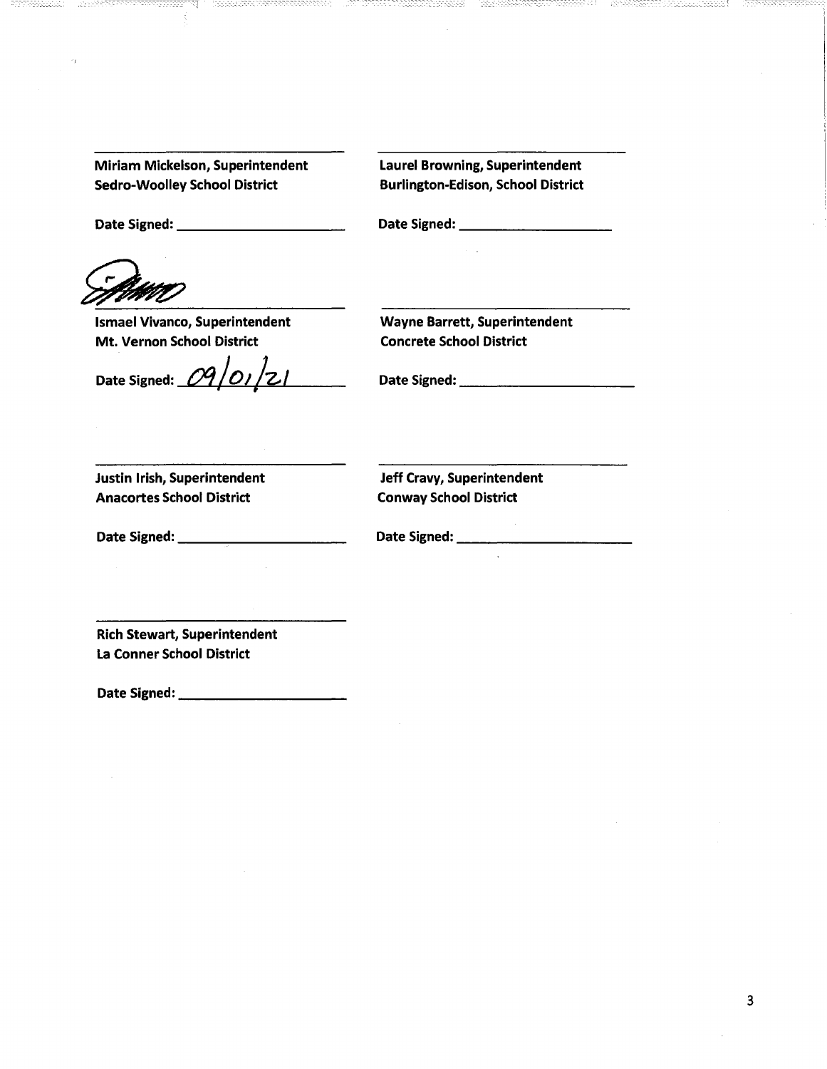**Miriam Mickelson, Superintendent**
**Sedro-Woolley School District**

**Date Signed:** ____________________

**Laurel Browning, Superintendent**
**Burlington-Edison, School District**

**Date Signed:** ____________________

**Ismael Vivanco, Superintendent**
**Mt. Vernon School District**

**Date Signed:** 09/01/21

**Wayne Barrett, Superintendent**
**Concrete School District**

**Date Signed:** ____________________

**Justin Irish, Superintendent**
**Anacortes School District**

**Date Signed:** ____________________

**Jeff Cravy, Superintendent**
**Conway School District**

**Date Signed:** ____________________

**Rich Stewart, Superintendent**
**La Conner School District**

**Date Signed:** ____________________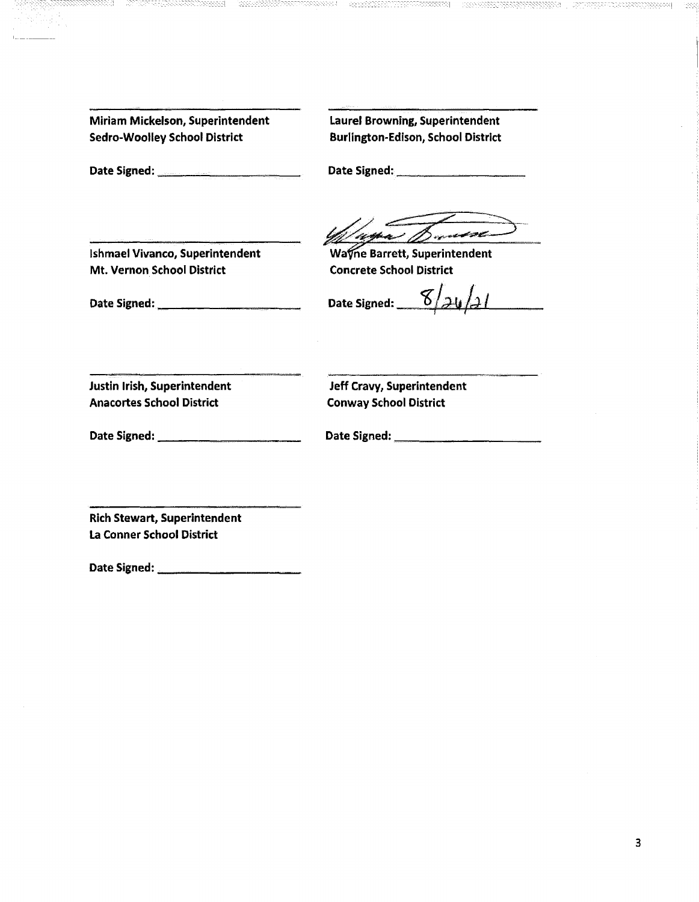Miriam Mickelson, Superintendent
Sedro-Woolley School District

Date Signed: ____________________

Laurel Browning, Superintendent
Burlington-Edison, School District

Date Signed: ____________________

Ishmael Vivanco, Superintendent
Mt. Vernon School District

Date Signed: ____________________

Wayne Barrett, Superintendent
Concrete School District

Date Signed: 8/24/21

Justin Irish, Superintendent
Anacortes School District

Date Signed: ____________________

Jeff Cravy, Superintendent
Conway School District

Date Signed: ____________________

Rich Stewart, Superintendent
La Conner School District

Date Signed: ____________________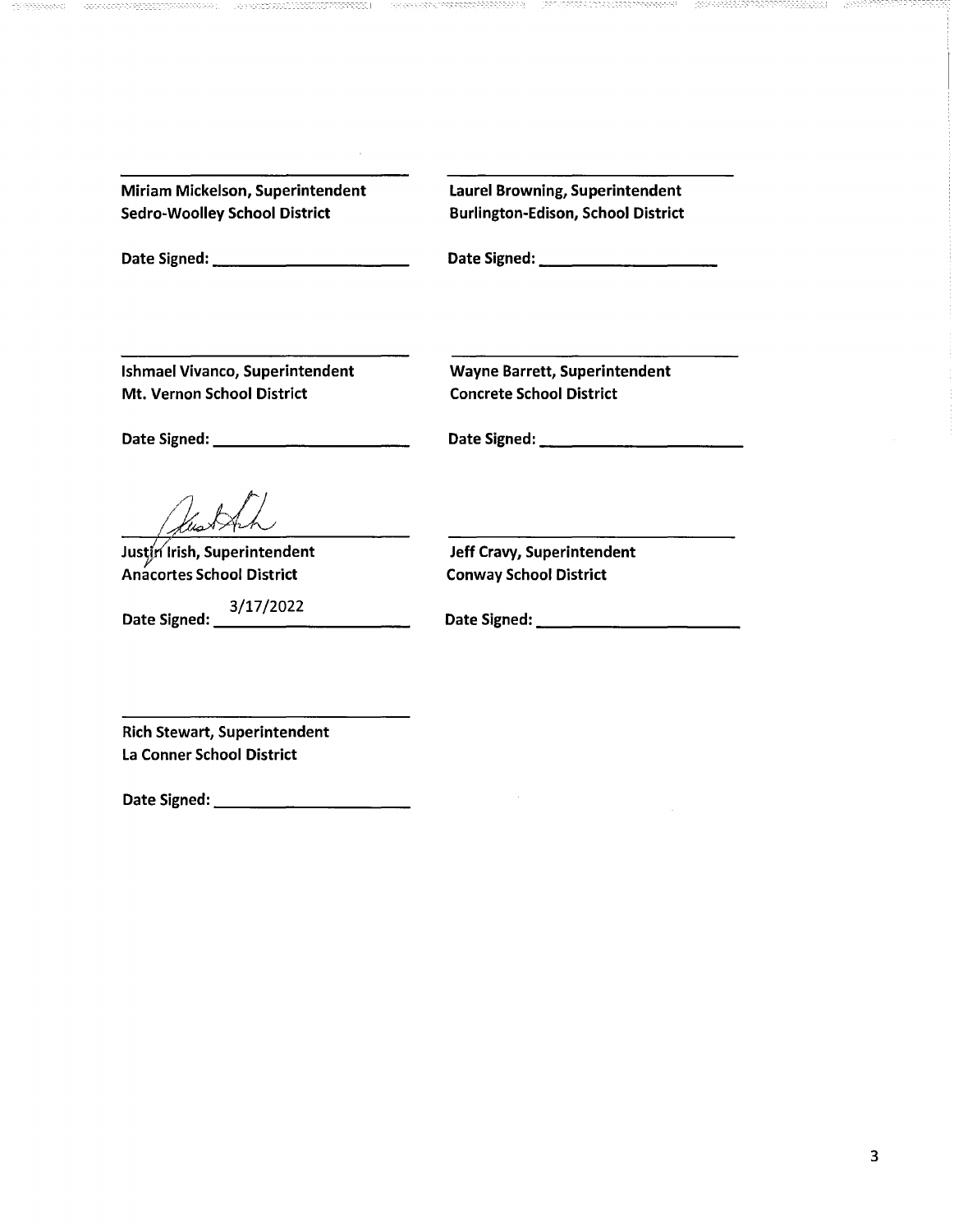\_\_\_\_\_\_\_\_\_\_\_\_\_\_\_\_\_\_\_\_\_\_\_\_\_\_\_\_\_\_

**Miriam Mickelson, Superintendent**
**Sedro-Woolley School District**

**Date Signed:** \_\_\_\_\_\_\_\_\_\_\_\_\_\_\_\_\_\_\_\_

\_\_\_\_\_\_\_\_\_\_\_\_\_\_\_\_\_\_\_\_\_\_\_\_\_\_\_\_\_\_

**Laurel Browning, Superintendent**
**Burlington-Edison, School District**

**Date Signed:** \_\_\_\_\_\_\_\_\_\_\_\_\_\_\_\_\_\_\_\_

\_\_\_\_\_\_\_\_\_\_\_\_\_\_\_\_\_\_\_\_\_\_\_\_\_\_\_\_\_\_

**Ishmael Vivanco, Superintendent**
**Mt. Vernon School District**

**Date Signed:** \_\_\_\_\_\_\_\_\_\_\_\_\_\_\_\_\_\_\_\_

\_\_\_\_\_\_\_\_\_\_\_\_\_\_\_\_\_\_\_\_\_\_\_\_\_\_\_\_\_\_

**Wayne Barrett, Superintendent**
**Concrete School District**

**Date Signed:** \_\_\_\_\_\_\_\_\_\_\_\_\_\_\_\_\_\_\_\_

[Signature]

**Justin Irish, Superintendent**
**Anacortes School District**

**Date Signed:** 3/17/2022

\_\_\_\_\_\_\_\_\_\_\_\_\_\_\_\_\_\_\_\_\_\_\_\_\_\_\_\_\_\_

**Jeff Cravy, Superintendent**
**Conway School District**

**Date Signed:** \_\_\_\_\_\_\_\_\_\_\_\_\_\_\_\_\_\_\_\_

\_\_\_\_\_\_\_\_\_\_\_\_\_\_\_\_\_\_\_\_\_\_\_\_\_\_\_\_\_\_

**Rich Stewart, Superintendent**
**La Conner School District**

**Date Signed:** \_\_\_\_\_\_\_\_\_\_\_\_\_\_\_\_\_\_\_\_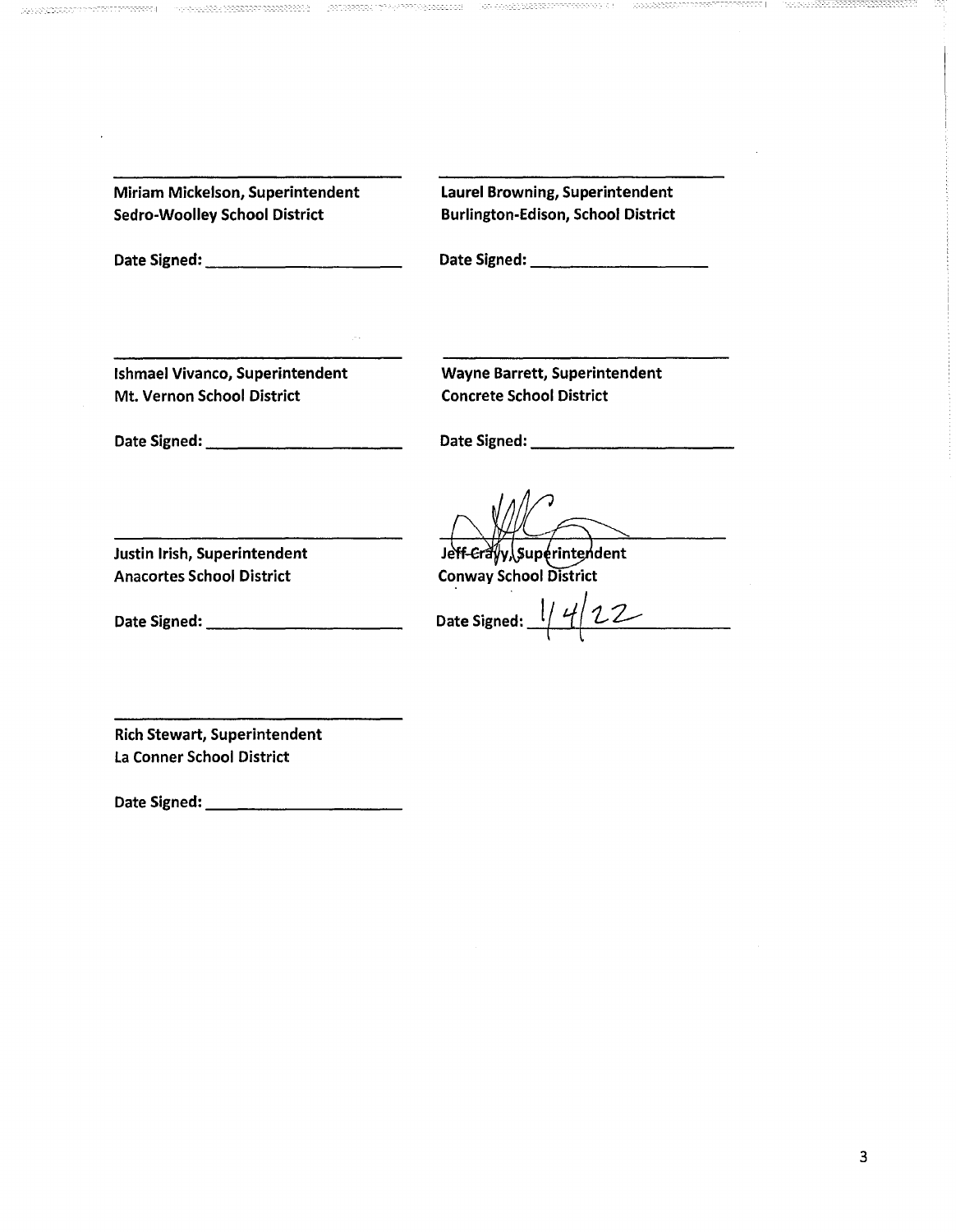Miriam Mickelson, Superintendent
Sedro-Woolley School District

Date Signed: ____________________

Laurel Browning, Superintendent
Burlington-Edison, School District

Date Signed: ____________________

Ishmael Vivanco, Superintendent
Mt. Vernon School District

Date Signed: ____________________

Wayne Barrett, Superintendent
Concrete School District

Date Signed: ____________________

Justin Irish, Superintendent
Anacortes School District

Date Signed: ____________________

Jeff Cravy, Superintendent
Conway School District

Date Signed: 1/4/22

Rich Stewart, Superintendent
La Conner School District

Date Signed: ____________________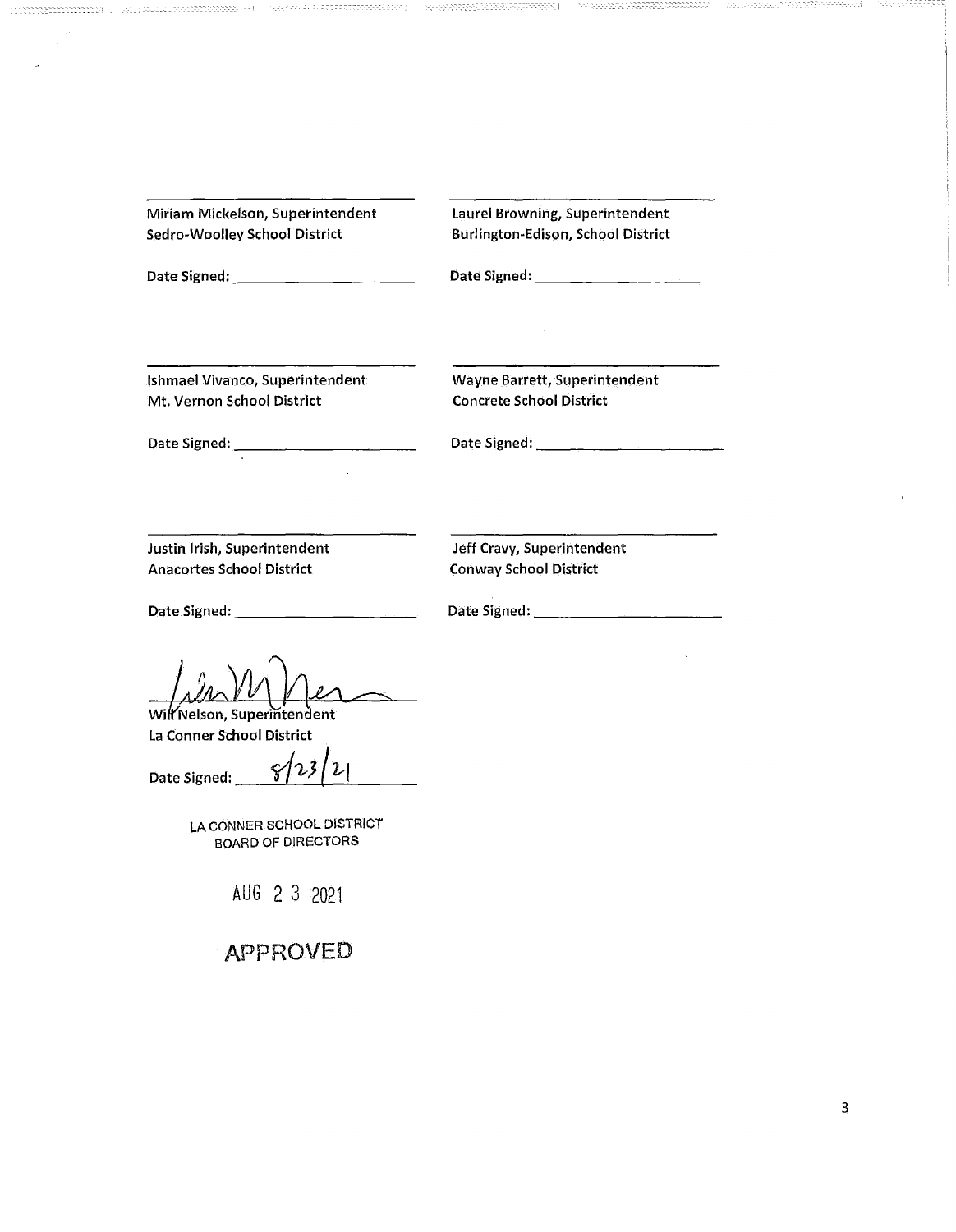Miriam Mickelson, Superintendent
Sedro-Woolley School District

Date Signed: ____________________

Laurel Browning, Superintendent
Burlington-Edison, School District

Date Signed: ____________________

Ishmael Vivanco, Superintendent
Mt. Vernon School District

Date Signed: ____________________

Wayne Barrett, Superintendent
Concrete School District

Date Signed: ____________________

Justin Irish, Superintendent
Anacortes School District

Date Signed: ____________________

Jeff Cravy, Superintendent
Conway School District

Date Signed: ____________________

Will Nelson, Superintendent
La Conner School District

Date Signed: 8/23/21

LA CONNER SCHOOL DISTRICT
BOARD OF DIRECTORS

AUG 2 3 2021

APPROVED